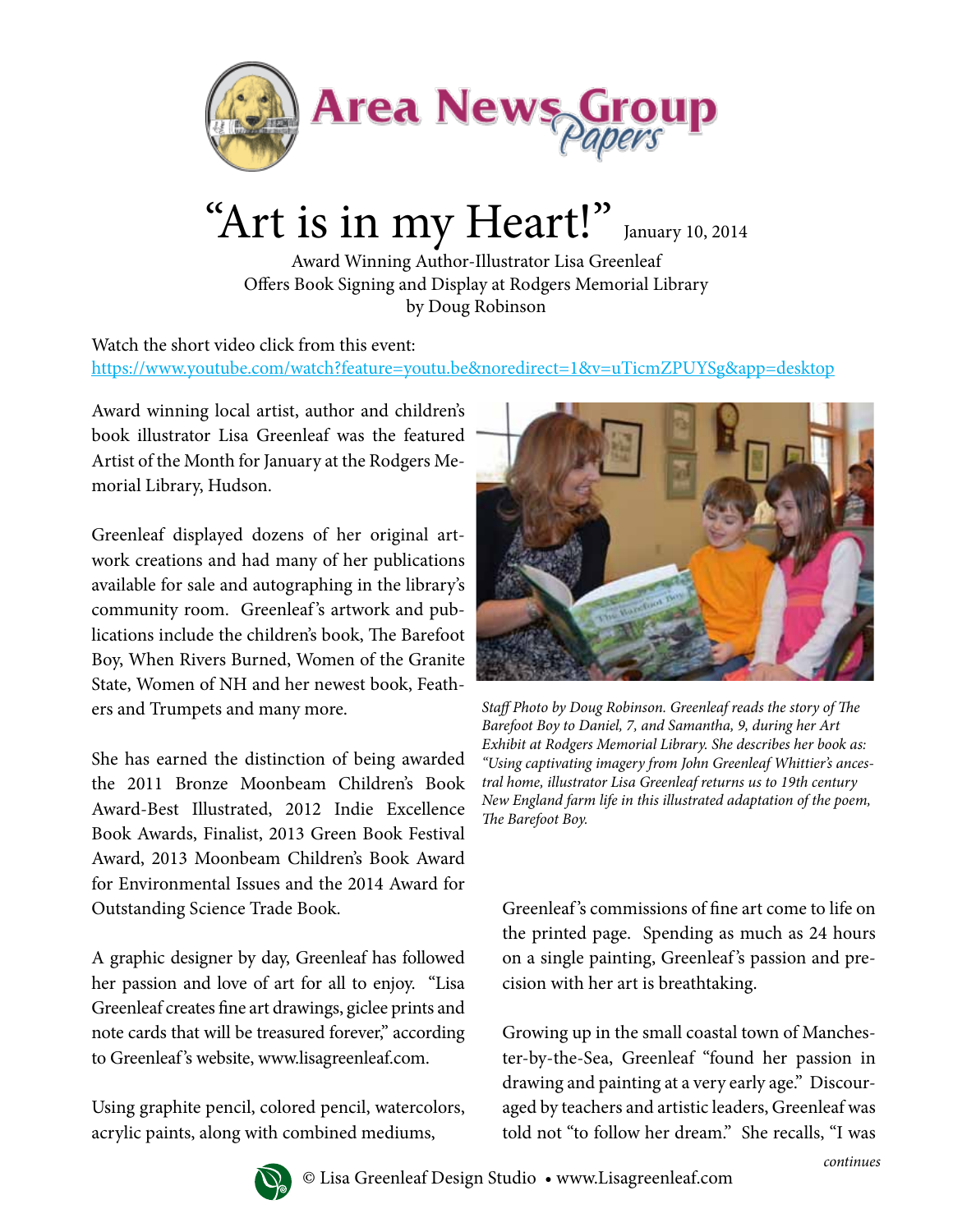Area News Group Papers

# "Art is in my Heart!" January 10, 2014

Award Winning Author-Illustrator Lisa Greenleaf
Offers Book Signing and Display at Rodgers Memorial Library
by Doug Robinson

Watch the short video click from this event:
https://www.youtube.com/watch?feature=youtu.be&noredirect=1&v=uTicmZPUYSg&app=desktop

Award winning local artist, author and children's book illustrator Lisa Greenleaf was the featured Artist of the Month for January at the Rodgers Memorial Library, Hudson.

Greenleaf displayed dozens of her original artwork creations and had many of her publications available for sale and autographing in the library's community room. Greenleaf's artwork and publications include the children's book, The Barefoot Boy, When Rivers Burned, Women of the Granite State, Women of NH and her newest book, Feathers and Trumpets and many more.

She has earned the distinction of being awarded the 2011 Bronze Moonbeam Children's Book Award-Best Illustrated, 2012 Indie Excellence Book Awards, Finalist, 2013 Green Book Festival Award, 2013 Moonbeam Children's Book Award for Environmental Issues and the 2014 Award for Outstanding Science Trade Book.

A graphic designer by day, Greenleaf has followed her passion and love of art for all to enjoy. "Lisa Greenleaf creates fine art drawings, giclee prints and note cards that will be treasured forever," according to Greenleaf's website, www.lisagreenleaf.com.

Using graphite pencil, colored pencil, watercolors, acrylic paints, along with combined mediums,

*Staff Photo by Doug Robinson. Greenleaf reads the story of The Barefoot Boy to Daniel, 7, and Samantha, 9, during her Art Exhibit at Rodgers Memorial Library. She describes her book as: "Using captivating imagery from John Greenleaf Whittier's ancestral home, illustrator Lisa Greenleaf returns us to 19th century New England farm life in this illustrated adaptation of the poem, The Barefoot Boy.*

Greenleaf's commissions of fine art come to life on the printed page. Spending as much as 24 hours on a single painting, Greenleaf's passion and precision with her art is breathtaking.

Growing up in the small coastal town of Manchester-by-the-Sea, Greenleaf "found her passion in drawing and painting at a very early age." Discouraged by teachers and artistic leaders, Greenleaf was told not "to follow her dream." She recalls, "I was

*continues*

© Lisa Greenleaf Design Studio • www.Lisagreenleaf.com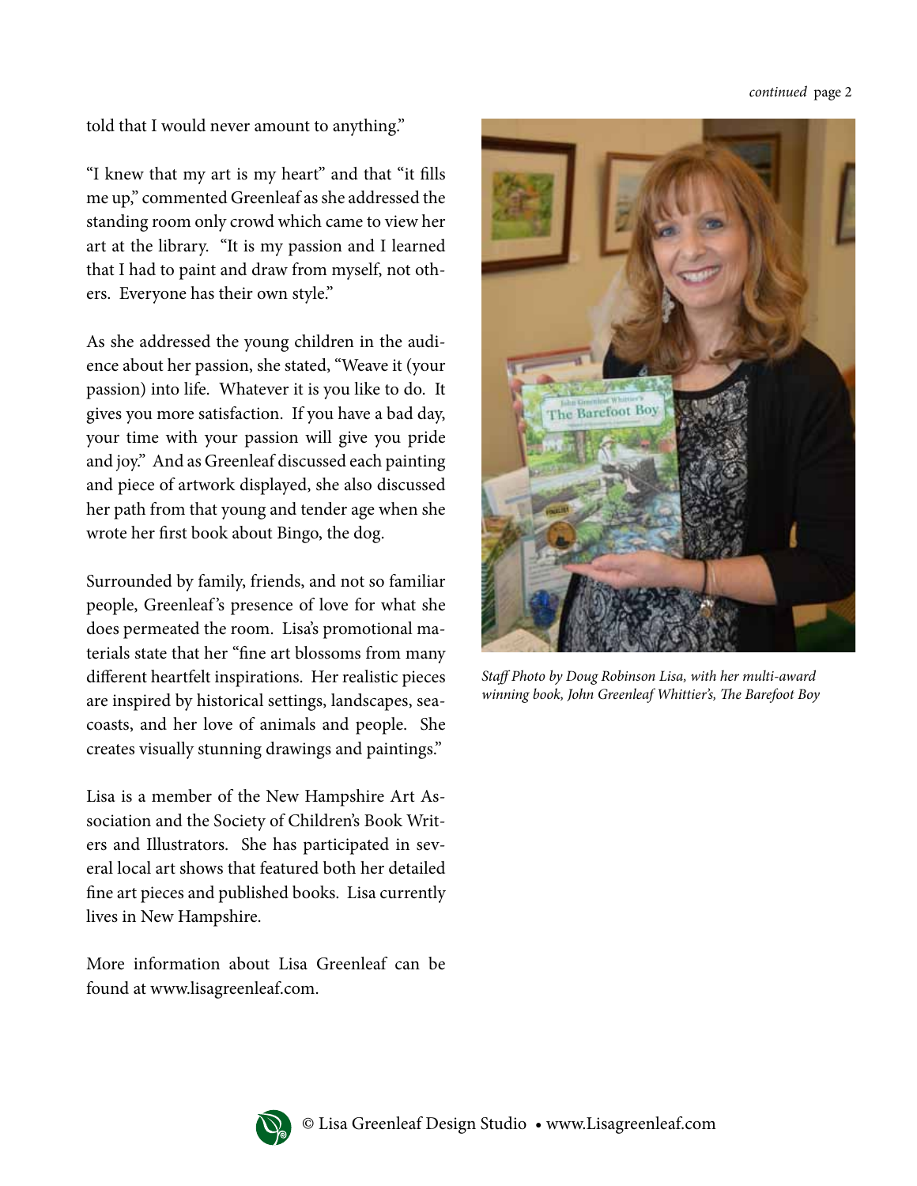told that I would never amount to anything."

"I knew that my art is my heart" and that "it fills me up," commented Greenleaf as she addressed the standing room only crowd which came to view her art at the library. "It is my passion and I learned that I had to paint and draw from myself, not others. Everyone has their own style."

As she addressed the young children in the audience about her passion, she stated, "Weave it (your passion) into life. Whatever it is you like to do. It gives you more satisfaction. If you have a bad day, your time with your passion will give you pride and joy." And as Greenleaf discussed each painting and piece of artwork displayed, she also discussed her path from that young and tender age when she wrote her first book about Bingo, the dog.

Surrounded by family, friends, and not so familiar people, Greenleaf's presence of love for what she does permeated the room. Lisa's promotional materials state that her "fine art blossoms from many different heartfelt inspirations. Her realistic pieces are inspired by historical settings, landscapes, seacoasts, and her love of animals and people. She creates visually stunning drawings and paintings."

Lisa is a member of the New Hampshire Art Association and the Society of Children's Book Writers and Illustrators. She has participated in several local art shows that featured both her detailed fine art pieces and published books. Lisa currently lives in New Hampshire.

More information about Lisa Greenleaf can be found at www.lisagreenleaf.com.

*Staff Photo by Doug Robinson Lisa, with her multi-award winning book, John Greenleaf Whittier's, The Barefoot Boy*